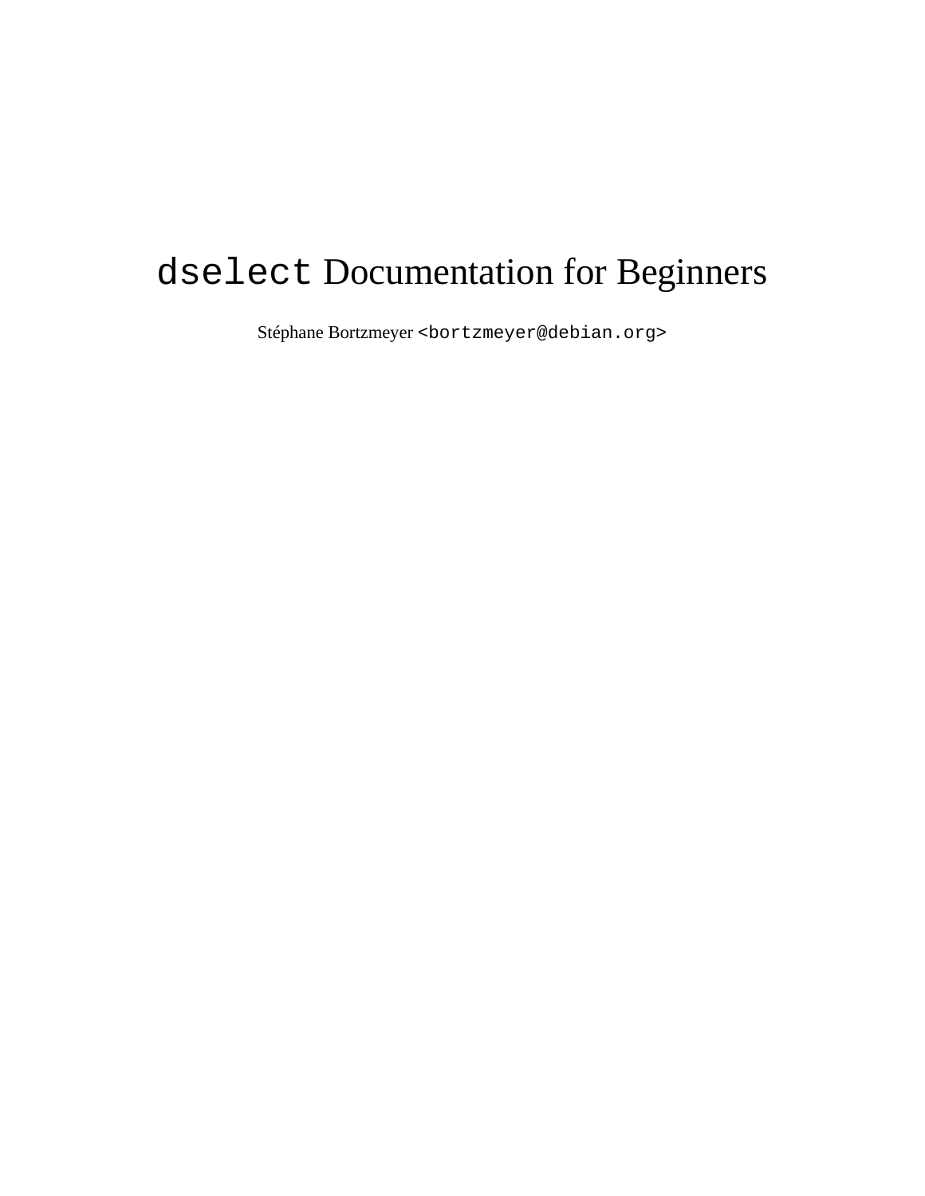# `dselect` Documentation for Beginners

Stéphane Bortzmeyer <`bortzmeyer@debian.org`>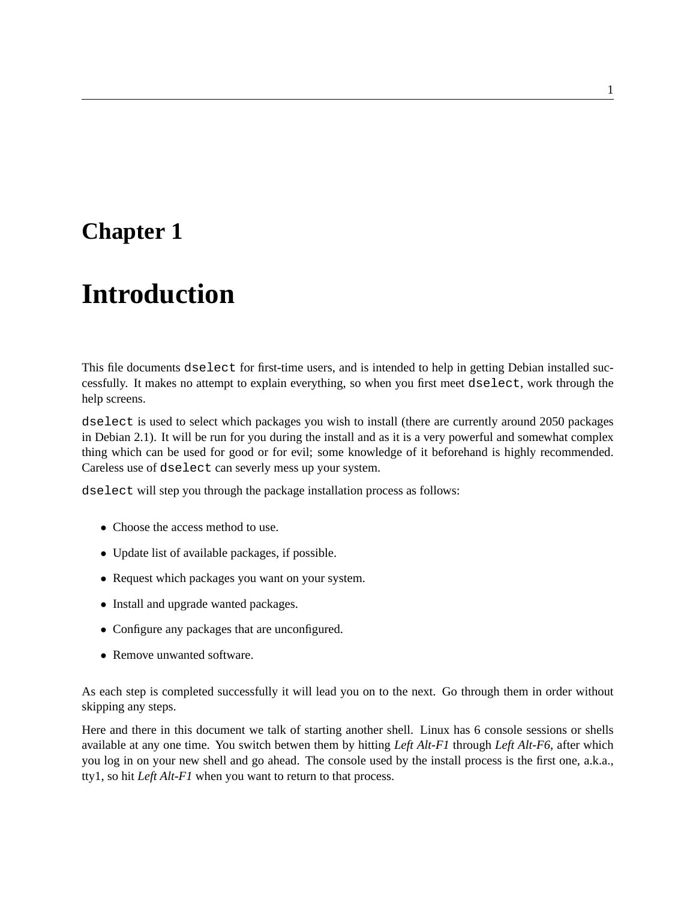# Chapter 1

# Introduction

This file documents `dselect` for first-time users, and is intended to help in getting Debian installed successfully. It makes no attempt to explain everything, so when you first meet `dselect`, work through the help screens.

`dselect` is used to select which packages you wish to install (there are currently around 2050 packages in Debian 2.1). It will be run for you during the install and as it is a very powerful and somewhat complex thing which can be used for good or for evil; some knowledge of it beforehand is highly recommended. Careless use of `dselect` can severly mess up your system.

`dselect` will step you through the package installation process as follows:

- Choose the access method to use.
- Update list of available packages, if possible.
- Request which packages you want on your system.
- Install and upgrade wanted packages.
- Configure any packages that are unconfigured.
- Remove unwanted software.

As each step is completed successfully it will lead you on to the next. Go through them in order without skipping any steps.

Here and there in this document we talk of starting another shell. Linux has 6 console sessions or shells available at any one time. You switch betwen them by hitting *Left Alt-F1* through *Left Alt-F6*, after which you log in on your new shell and go ahead. The console used by the install process is the first one, a.k.a., tty1, so hit *Left Alt-F1* when you want to return to that process.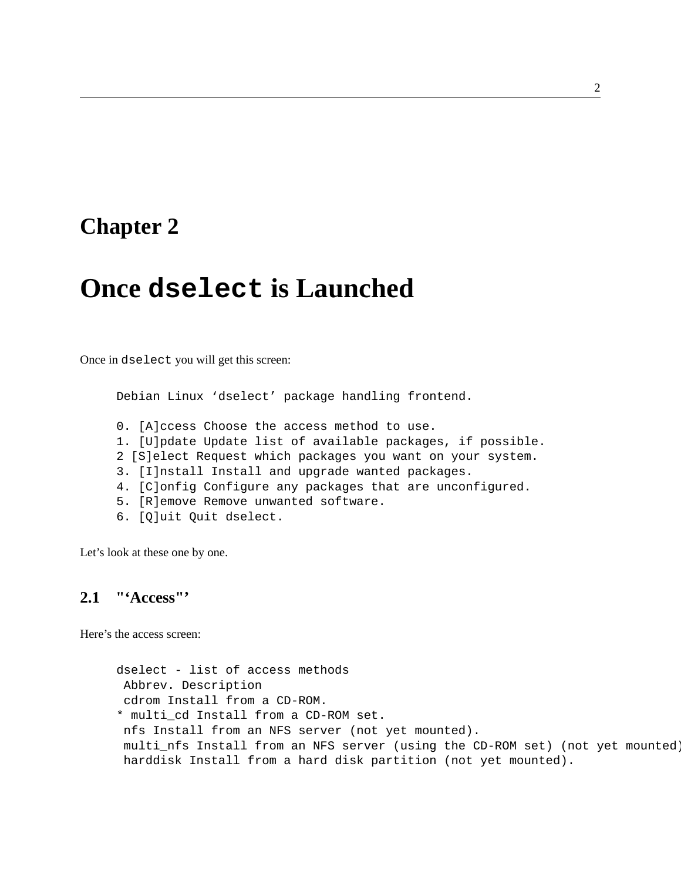# Chapter 2

# Once `dselect` is Launched

Once in `dselect` you will get this screen:

```
Debian Linux ‘dselect’ package handling frontend.

0. [A]ccess Choose the access method to use.
1. [U]pdate Update list of available packages, if possible.
2 [S]elect Request which packages you want on your system.
3. [I]nstall Install and upgrade wanted packages.
4. [C]onfig Configure any packages that are unconfigured.
5. [R]emove Remove unwanted software.
6. [Q]uit Quit dselect.
```

Let’s look at these one by one.

## 2.1 "‘Access"’

Here’s the access screen:

```
dselect - list of access methods
 Abbrev. Description
 cdrom Install from a CD-ROM.
* multi_cd Install from a CD-ROM set.
 nfs Install from an NFS server (not yet mounted).
 multi_nfs Install from an NFS server (using the CD-ROM set) (not yet mounted)
 harddisk Install from a hard disk partition (not yet mounted).
```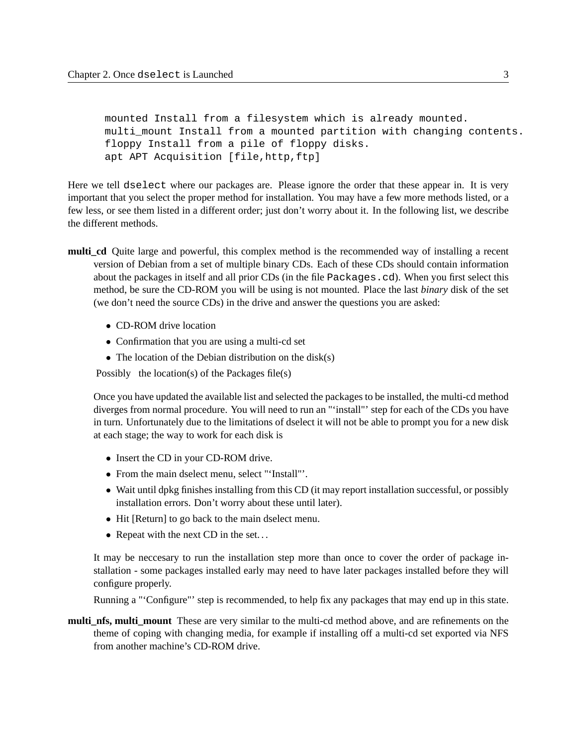```
mounted Install from a filesystem which is already mounted.
multi_mount Install from a mounted partition with changing contents.
floppy Install from a pile of floppy disks.
apt APT Acquisition [file,http,ftp]
```

Here we tell `dselect` where our packages are. Please ignore the order that these appear in. It is very important that you select the proper method for installation. You may have a few more methods listed, or a few less, or see them listed in a different order; just don't worry about it. In the following list, we describe the different methods.

**multi_cd** Quite large and powerful, this complex method is the recommended way of installing a recent version of Debian from a set of multiple binary CDs. Each of these CDs should contain information about the packages in itself and all prior CDs (in the file `Packages.cd`). When you first select this method, be sure the CD-ROM you will be using is not mounted. Place the last *binary* disk of the set (we don't need the source CDs) in the drive and answer the questions you are asked:

- CD-ROM drive location
- Confirmation that you are using a multi-cd set
- The location of the Debian distribution on the disk(s)

Possibly the location(s) of the Packages file(s)

Once you have updated the available list and selected the packages to be installed, the multi-cd method diverges from normal procedure. You will need to run an "'install"' step for each of the CDs you have in turn. Unfortunately due to the limitations of dselect it will not be able to prompt you for a new disk at each stage; the way to work for each disk is

- Insert the CD in your CD-ROM drive.
- From the main dselect menu, select "'Install"'.
- Wait until dpkg finishes installing from this CD (it may report installation successful, or possibly installation errors. Don't worry about these until later).
- Hit [Return] to go back to the main dselect menu.
- Repeat with the next CD in the set…

It may be neccesary to run the installation step more than once to cover the order of package installation - some packages installed early may need to have later packages installed before they will configure properly.

Running a "'Configure"' step is recommended, to help fix any packages that may end up in this state.

**multi_nfs, multi_mount** These are very similar to the multi-cd method above, and are refinements on the theme of coping with changing media, for example if installing off a multi-cd set exported via NFS from another machine's CD-ROM drive.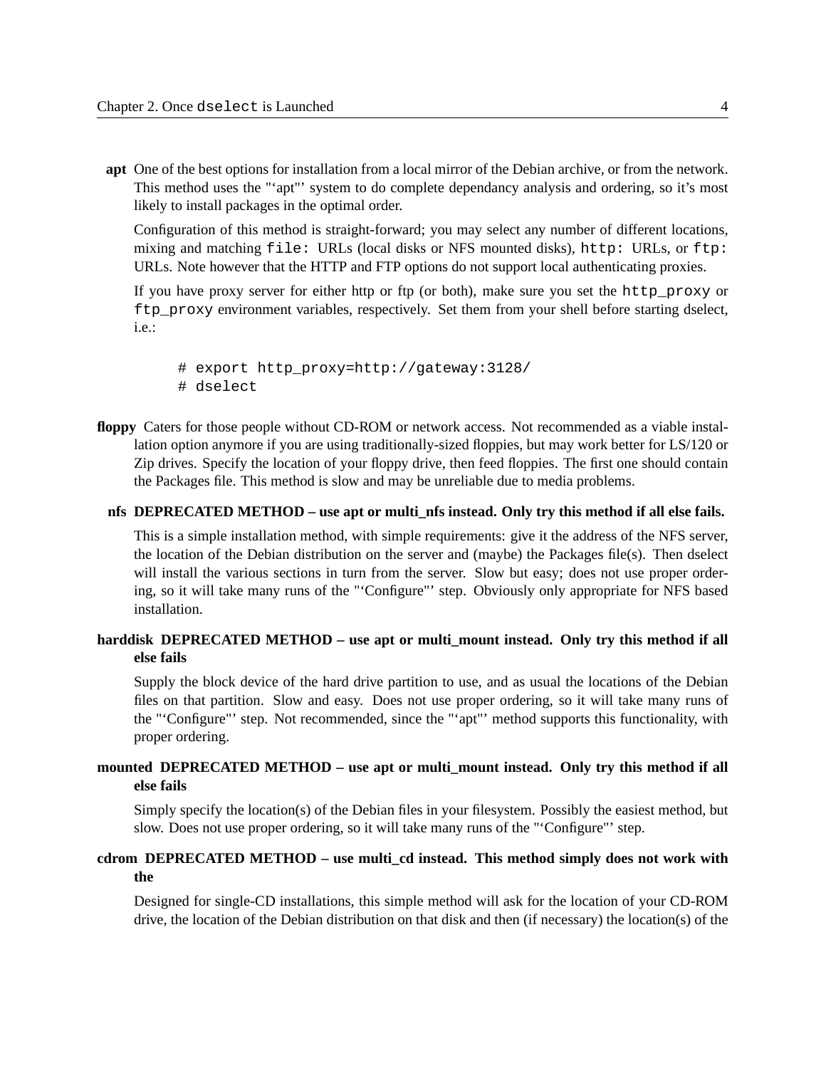**apt** One of the best options for installation from a local mirror of the Debian archive, or from the network. This method uses the "‘apt"’ system to do complete dependancy analysis and ordering, so it’s most likely to install packages in the optimal order.

Configuration of this method is straight-forward; you may select any number of different locations, mixing and matching `file:` URLs (local disks or NFS mounted disks), `http:` URLs, or `ftp:` URLs. Note however that the HTTP and FTP options do not support local authenticating proxies.

If you have proxy server for either http or ftp (or both), make sure you set the `http_proxy` or `ftp_proxy` environment variables, respectively. Set them from your shell before starting dselect, i.e.:

```
# export http_proxy=http://gateway:3128/
# dselect
```

**floppy** Caters for those people without CD-ROM or network access. Not recommended as a viable installation option anymore if you are using traditionally-sized floppies, but may work better for LS/120 or Zip drives. Specify the location of your floppy drive, then feed floppies. The first one should contain the Packages file. This method is slow and may be unreliable due to media problems.

**nfs DEPRECATED METHOD – use apt or multi_nfs instead. Only try this method if all else fails.**

This is a simple installation method, with simple requirements: give it the address of the NFS server, the location of the Debian distribution on the server and (maybe) the Packages file(s). Then dselect will install the various sections in turn from the server. Slow but easy; does not use proper ordering, so it will take many runs of the "‘Configure"’ step. Obviously only appropriate for NFS based installation.

**harddisk DEPRECATED METHOD – use apt or multi_mount instead. Only try this method if all else fails**

Supply the block device of the hard drive partition to use, and as usual the locations of the Debian files on that partition. Slow and easy. Does not use proper ordering, so it will take many runs of the "‘Configure"’ step. Not recommended, since the "‘apt"’ method supports this functionality, with proper ordering.

**mounted DEPRECATED METHOD – use apt or multi_mount instead. Only try this method if all else fails**

Simply specify the location(s) of the Debian files in your filesystem. Possibly the easiest method, but slow. Does not use proper ordering, so it will take many runs of the "‘Configure"’ step.

**cdrom DEPRECATED METHOD – use multi_cd instead. This method simply does not work with the**

Designed for single-CD installations, this simple method will ask for the location of your CD-ROM drive, the location of the Debian distribution on that disk and then (if necessary) the location(s) of the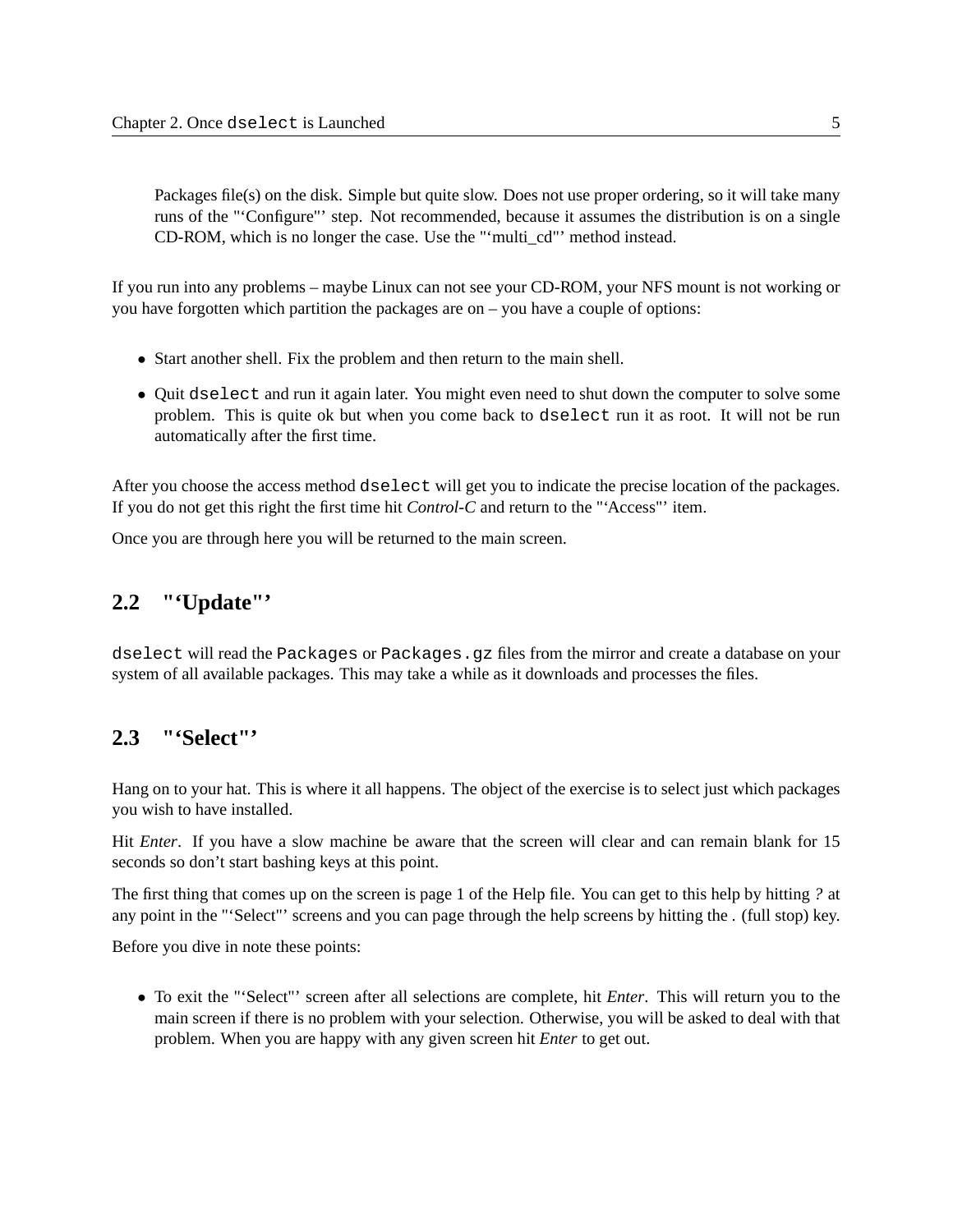Packages file(s) on the disk. Simple but quite slow. Does not use proper ordering, so it will take many runs of the "‘Configure"’ step. Not recommended, because it assumes the distribution is on a single CD-ROM, which is no longer the case. Use the "‘multi_cd"’ method instead.

If you run into any problems – maybe Linux can not see your CD-ROM, your NFS mount is not working or you have forgotten which partition the packages are on – you have a couple of options:

- Start another shell. Fix the problem and then return to the main shell.
- Quit `dselect` and run it again later. You might even need to shut down the computer to solve some problem. This is quite ok but when you come back to `dselect` run it as root. It will not be run automatically after the first time.

After you choose the access method `dselect` will get you to indicate the precise location of the packages. If you do not get this right the first time hit *Control-C* and return to the "‘Access"’ item.

Once you are through here you will be returned to the main screen.

## 2.2 "‘Update"’

`dselect` will read the `Packages` or `Packages.gz` files from the mirror and create a database on your system of all available packages. This may take a while as it downloads and processes the files.

## 2.3 "‘Select"’

Hang on to your hat. This is where it all happens. The object of the exercise is to select just which packages you wish to have installed.

Hit *Enter*. If you have a slow machine be aware that the screen will clear and can remain blank for 15 seconds so don’t start bashing keys at this point.

The first thing that comes up on the screen is page 1 of the Help file. You can get to this help by hitting *?* at any point in the "‘Select"’ screens and you can page through the help screens by hitting the . (full stop) key.

Before you dive in note these points:

- To exit the "‘Select"’ screen after all selections are complete, hit *Enter*. This will return you to the main screen if there is no problem with your selection. Otherwise, you will be asked to deal with that problem. When you are happy with any given screen hit *Enter* to get out.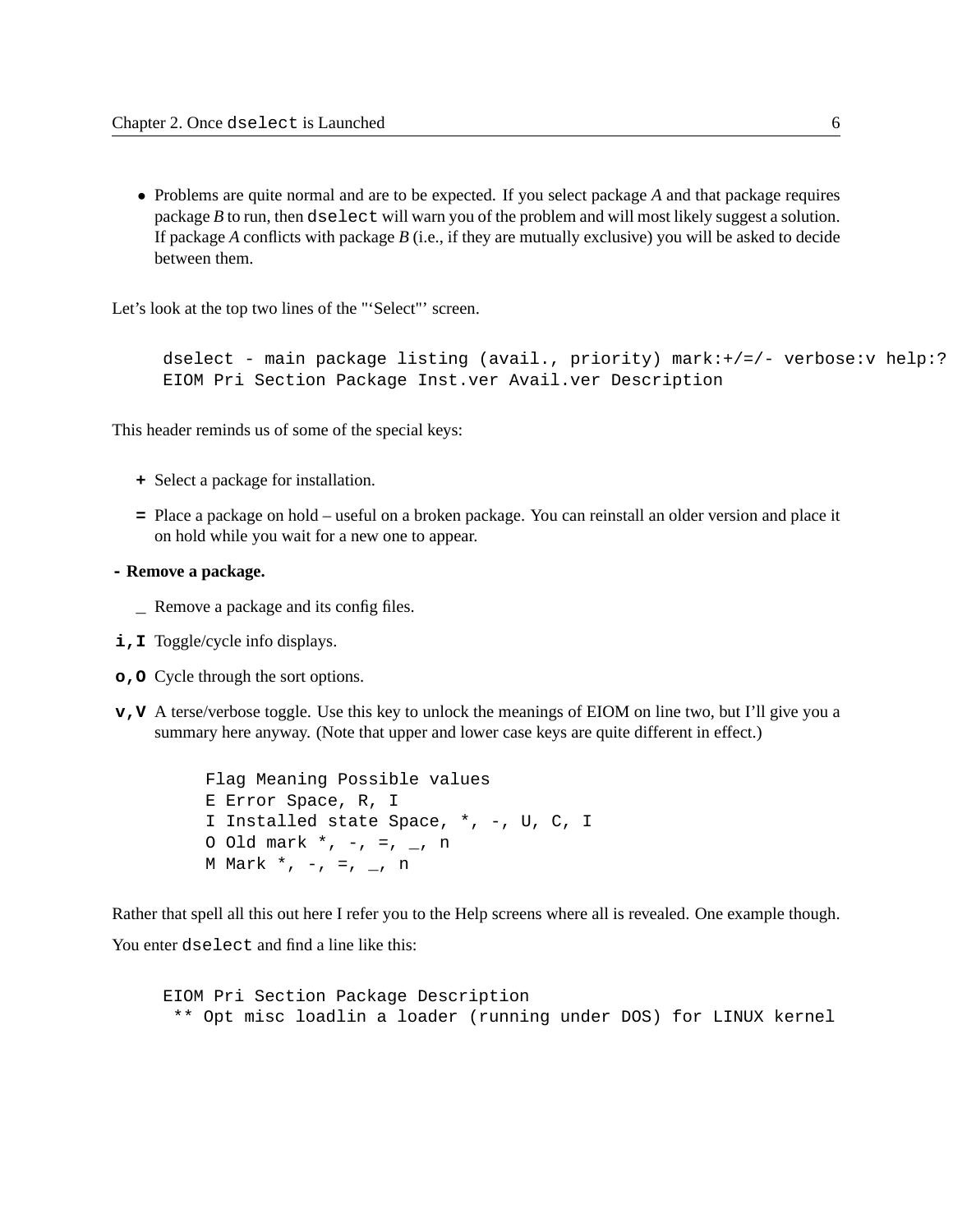- Problems are quite normal and are to be expected. If you select package *A* and that package requires package *B* to run, then `dselect` will warn you of the problem and will most likely suggest a solution. If package *A* conflicts with package *B* (i.e., if they are mutually exclusive) you will be asked to decide between them.

Let's look at the top two lines of the "'Select"' screen.

```
dselect - main package listing (avail., priority) mark:+/=/- verbose:v help:?
EIOM Pri Section Package Inst.ver Avail.ver Description
```

This header reminds us of some of the special keys:

**+** Select a package for installation.

**=** Place a package on hold – useful on a broken package. You can reinstall an older version and place it on hold while you wait for a new one to appear.

**- Remove a package.**

**_** Remove a package and its config files.

**i,I** Toggle/cycle info displays.

**o,O** Cycle through the sort options.

**v,V** A terse/verbose toggle. Use this key to unlock the meanings of EIOM on line two, but I'll give you a summary here anyway. (Note that upper and lower case keys are quite different in effect.)

```
Flag Meaning Possible values
E Error Space, R, I
I Installed state Space, *, -, U, C, I
O Old mark *, -, =, _, n
M Mark *, -, =, _, n
```

Rather that spell all this out here I refer you to the Help screens where all is revealed. One example though.

You enter `dselect` and find a line like this:

```
EIOM Pri Section Package Description
 ** Opt misc loadlin a loader (running under DOS) for LINUX kernel
```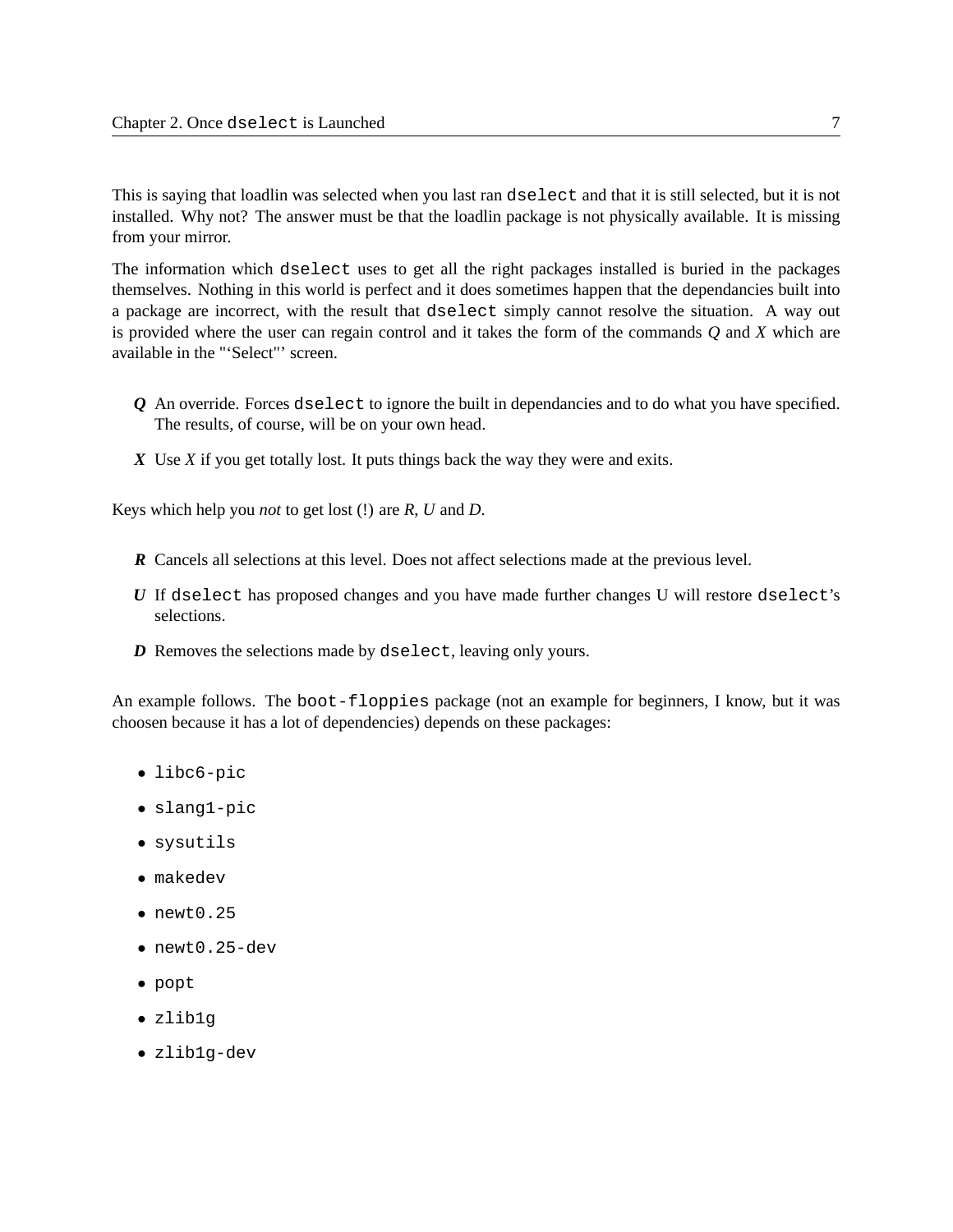This is saying that loadlin was selected when you last ran `dselect` and that it is still selected, but it is not installed. Why not? The answer must be that the loadlin package is not physically available. It is missing from your mirror.

The information which `dselect` uses to get all the right packages installed is buried in the packages themselves. Nothing in this world is perfect and it does sometimes happen that the dependancies built into a package are incorrect, with the result that `dselect` simply cannot resolve the situation. A way out is provided where the user can regain control and it takes the form of the commands *Q* and *X* which are available in the "‘Select"’ screen.

***Q*** An override. Forces `dselect` to ignore the built in dependancies and to do what you have specified. The results, of course, will be on your own head.

***X*** Use *X* if you get totally lost. It puts things back the way they were and exits.

Keys which help you *not* to get lost (!) are *R*, *U* and *D*.

***R*** Cancels all selections at this level. Does not affect selections made at the previous level.

***U*** If `dselect` has proposed changes and you have made further changes U will restore `dselect`’s selections.

***D*** Removes the selections made by `dselect`, leaving only yours.

An example follows. The `boot-floppies` package (not an example for beginners, I know, but it was choosen because it has a lot of dependencies) depends on these packages:

- `libc6-pic`
- `slang1-pic`
- `sysutils`
- `makedev`
- `newt0.25`
- `newt0.25-dev`
- `popt`
- `zlib1g`
- `zlib1g-dev`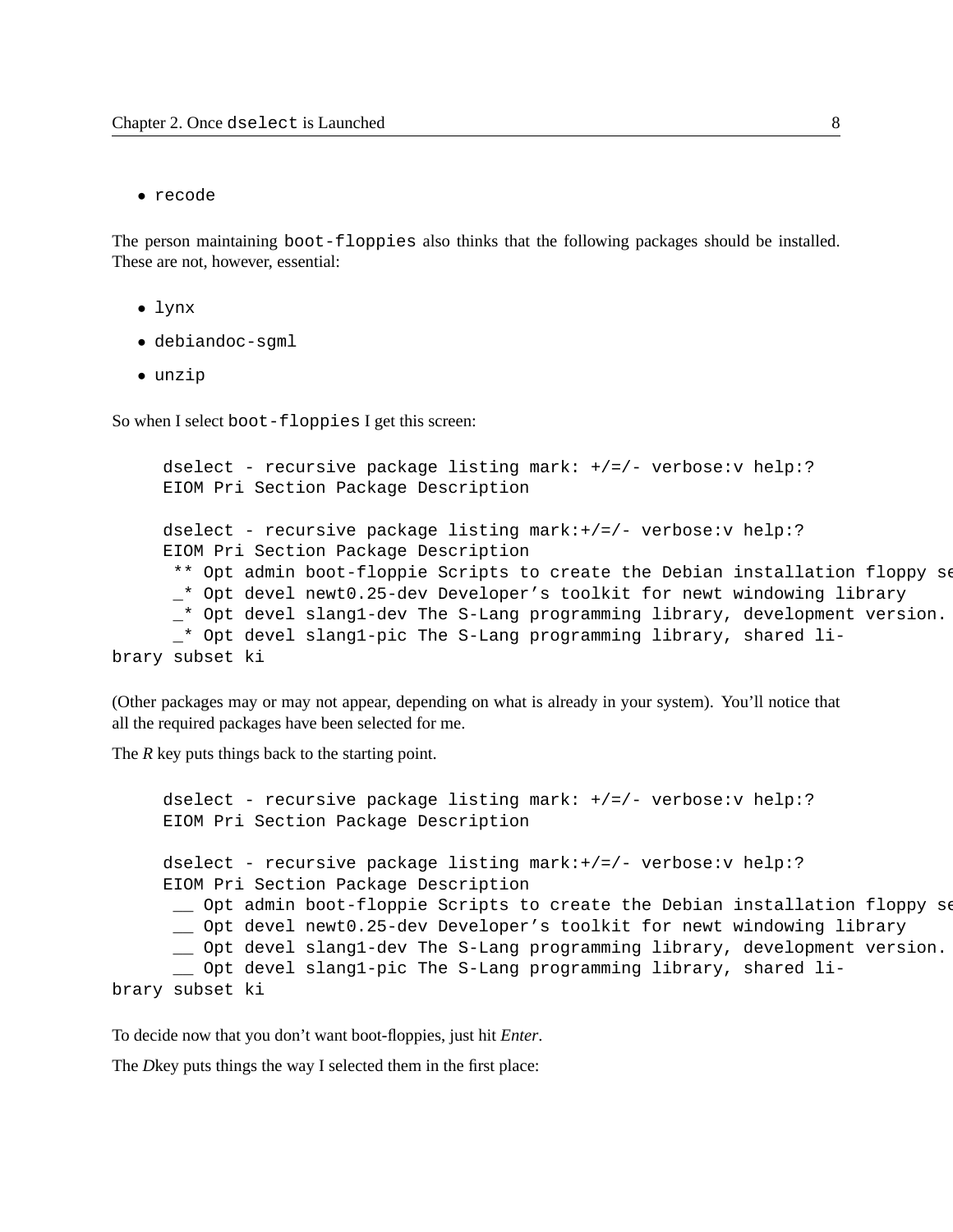- recode

The person maintaining `boot-floppies` also thinks that the following packages should be installed. These are not, however, essential:

- lynx
- debiandoc-sgml
- unzip

So when I select `boot-floppies` I get this screen:

```
dselect - recursive package listing mark: +/=/- verbose:v help:?
EIOM Pri Section Package Description

dselect - recursive package listing mark:+/=/- verbose:v help:?
EIOM Pri Section Package Description
 ** Opt admin boot-floppie Scripts to create the Debian installation floppy se
 _* Opt devel newt0.25-dev Developer's toolkit for newt windowing library
 _* Opt devel slang1-dev The S-Lang programming library, development version.
 _* Opt devel slang1-pic The S-Lang programming library, shared li-
brary subset ki
```

(Other packages may or may not appear, depending on what is already in your system). You'll notice that all the required packages have been selected for me.

The *R* key puts things back to the starting point.

```
dselect - recursive package listing mark: +/=/- verbose:v help:?
EIOM Pri Section Package Description

dselect - recursive package listing mark:+/=/- verbose:v help:?
EIOM Pri Section Package Description
 __ Opt admin boot-floppie Scripts to create the Debian installation floppy se
 __ Opt devel newt0.25-dev Developer's toolkit for newt windowing library
 __ Opt devel slang1-dev The S-Lang programming library, development version.
 __ Opt devel slang1-pic The S-Lang programming library, shared li-
brary subset ki
```

To decide now that you don't want boot-floppies, just hit *Enter*.

The *D*key puts things the way I selected them in the first place: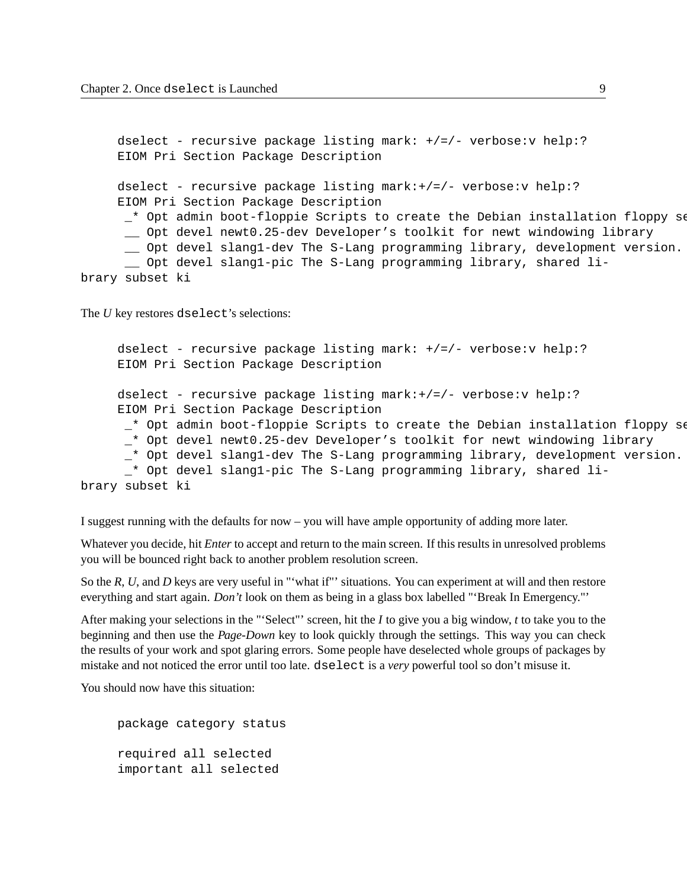```
dselect - recursive package listing mark: +/=/- verbose:v help:?
EIOM Pri Section Package Description

dselect - recursive package listing mark:+/=/- verbose:v help:?
EIOM Pri Section Package Description
 _* Opt admin boot-floppie Scripts to create the Debian installation floppy se
 __ Opt devel newt0.25-dev Developer's toolkit for newt windowing library
 __ Opt devel slang1-dev The S-Lang programming library, development version.
 __ Opt devel slang1-pic The S-Lang programming library, shared li-
brary subset ki
```

The *U* key restores `dselect`'s selections:

```
dselect - recursive package listing mark: +/=/- verbose:v help:?
EIOM Pri Section Package Description

dselect - recursive package listing mark:+/=/- verbose:v help:?
EIOM Pri Section Package Description
 _* Opt admin boot-floppie Scripts to create the Debian installation floppy se
 _* Opt devel newt0.25-dev Developer's toolkit for newt windowing library
 _* Opt devel slang1-dev The S-Lang programming library, development version.
 _* Opt devel slang1-pic The S-Lang programming library, shared li-
brary subset ki
```

I suggest running with the defaults for now – you will have ample opportunity of adding more later.

Whatever you decide, hit *Enter* to accept and return to the main screen. If this results in unresolved problems you will be bounced right back to another problem resolution screen.

So the *R*, *U*, and *D* keys are very useful in "'what if"' situations. You can experiment at will and then restore everything and start again. *Don't* look on them as being in a glass box labelled "'Break In Emergency."'

After making your selections in the "'Select"' screen, hit the *I* to give you a big window, *t* to take you to the beginning and then use the *Page-Down* key to look quickly through the settings. This way you can check the results of your work and spot glaring errors. Some people have deselected whole groups of packages by mistake and not noticed the error until too late. `dselect` is a *very* powerful tool so don't misuse it.

You should now have this situation:

```
package category status

required all selected
important all selected
```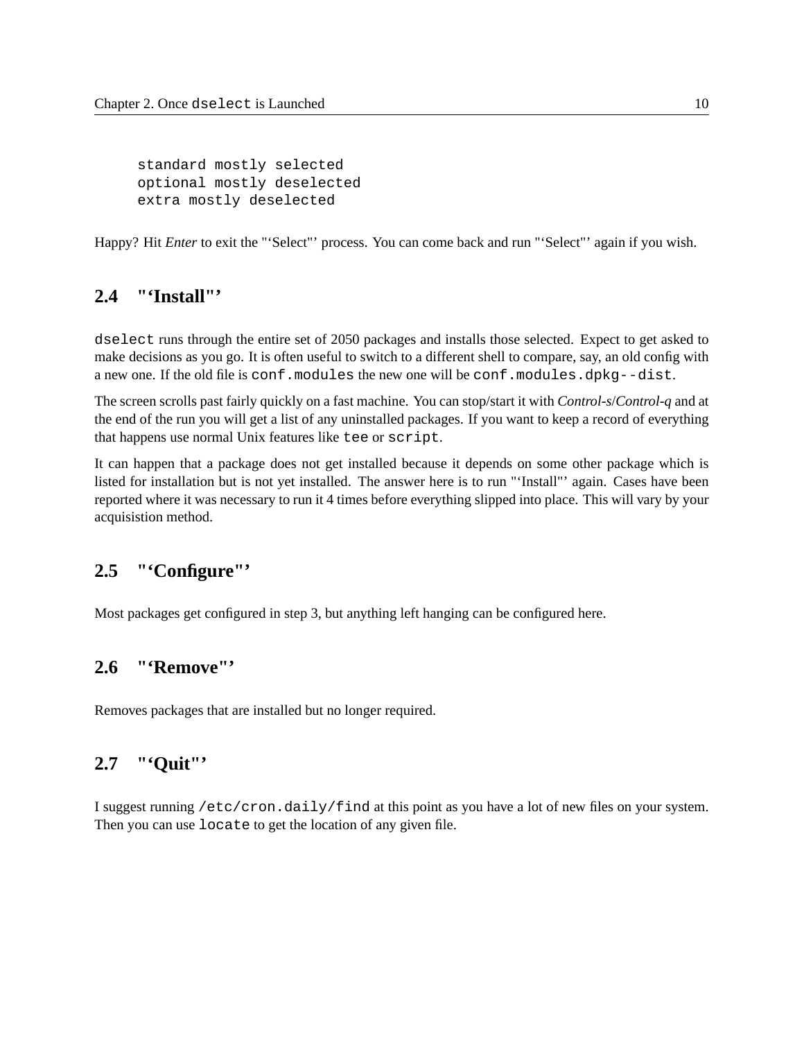```
standard mostly selected
optional mostly deselected
extra mostly deselected
```

Happy? Hit *Enter* to exit the "‘Select"’ process. You can come back and run "‘Select"’ again if you wish.

## 2.4 "‘Install"’

`dselect` runs through the entire set of 2050 packages and installs those selected. Expect to get asked to make decisions as you go. It is often useful to switch to a different shell to compare, say, an old config with a new one. If the old file is `conf.modules` the new one will be `conf.modules.dpkg--dist`.

The screen scrolls past fairly quickly on a fast machine. You can stop/start it with *Control-s*/*Control-q* and at the end of the run you will get a list of any uninstalled packages. If you want to keep a record of everything that happens use normal Unix features like `tee` or `script`.

It can happen that a package does not get installed because it depends on some other package which is listed for installation but is not yet installed. The answer here is to run "‘Install"’ again. Cases have been reported where it was necessary to run it 4 times before everything slipped into place. This will vary by your acquisistion method.

## 2.5 "‘Configure"’

Most packages get configured in step 3, but anything left hanging can be configured here.

## 2.6 "‘Remove"’

Removes packages that are installed but no longer required.

## 2.7 "‘Quit"’

I suggest running `/etc/cron.daily/find` at this point as you have a lot of new files on your system. Then you can use `locate` to get the location of any given file.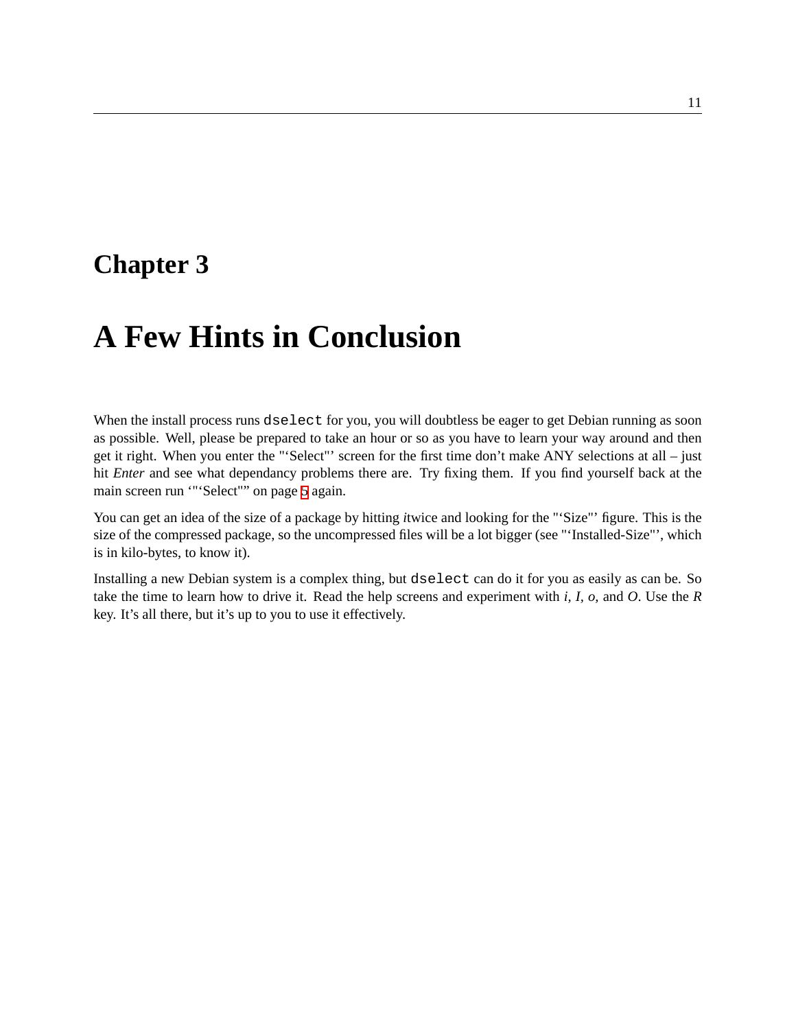# Chapter 3

# A Few Hints in Conclusion

When the install process runs `dselect` for you, you will doubtless be eager to get Debian running as soon as possible. Well, please be prepared to take an hour or so as you have to learn your way around and then get it right. When you enter the "‘Select"’ screen for the first time don’t make ANY selections at all – just hit *Enter* and see what dependancy problems there are. Try fixing them. If you find yourself back at the main screen run ‘"‘Select"” on page 5 again.

You can get an idea of the size of a package by hitting *i*twice and looking for the "‘Size"’ figure. This is the size of the compressed package, so the uncompressed files will be a lot bigger (see "‘Installed-Size"’, which is in kilo-bytes, to know it).

Installing a new Debian system is a complex thing, but `dselect` can do it for you as easily as can be. So take the time to learn how to drive it. Read the help screens and experiment with *i, I, o,* and *O*. Use the *R* key. It’s all there, but it’s up to you to use it effectively.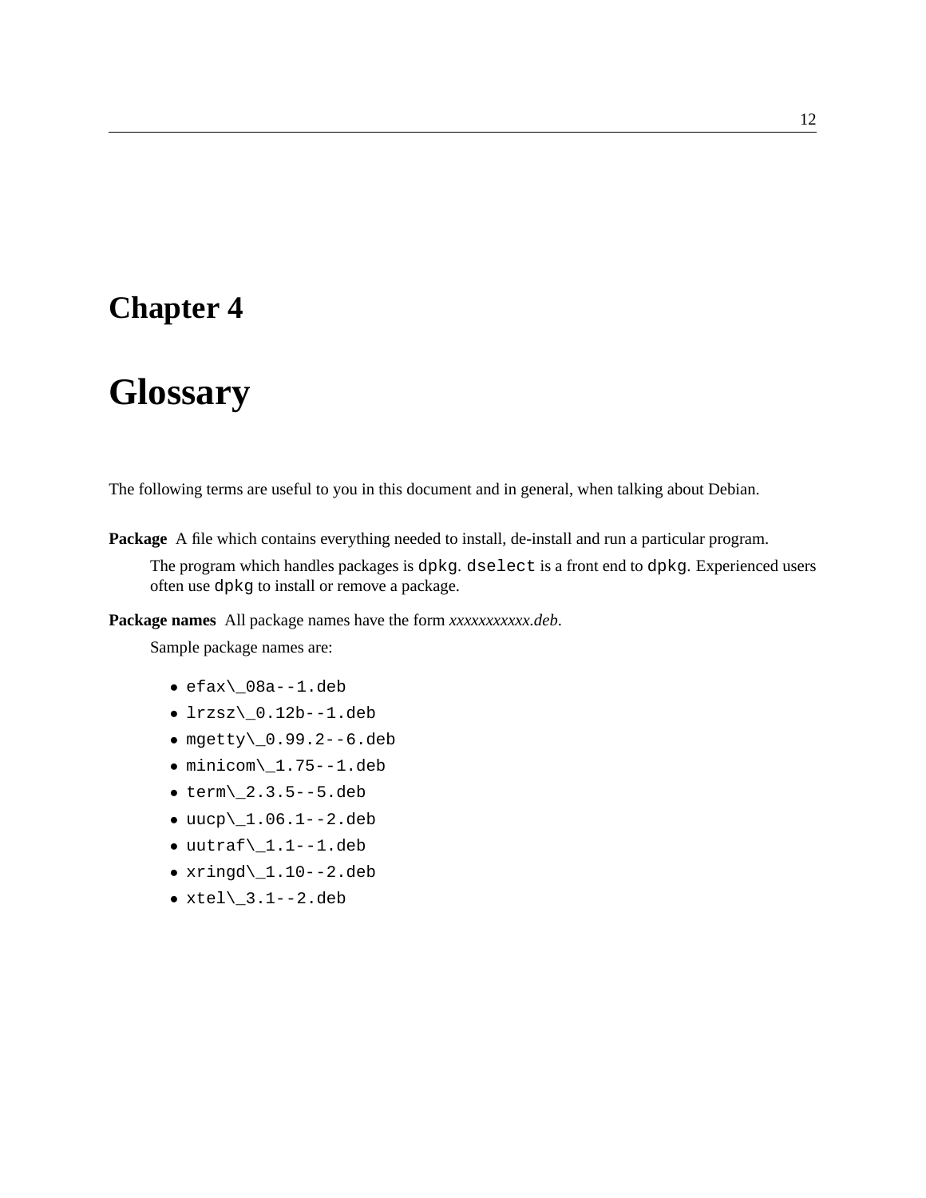# Chapter 4

# Glossary

The following terms are useful to you in this document and in general, when talking about Debian.

**Package** A file which contains everything needed to install, de-install and run a particular program.

The program which handles packages is `dpkg`. `dselect` is a front end to `dpkg`. Experienced users often use `dpkg` to install or remove a package.

**Package names** All package names have the form *xxxxxxxxxxx.deb*.

Sample package names are:

- `efax\_08a--1.deb`
- `lrzsz\_0.12b--1.deb`
- `mgetty\_0.99.2--6.deb`
- `minicom\_1.75--1.deb`
- `term\_2.3.5--5.deb`
- `uucp\_1.06.1--2.deb`
- `uutraf\_1.1--1.deb`
- `xringd\_1.10--2.deb`
- `xtel\_3.1--2.deb`